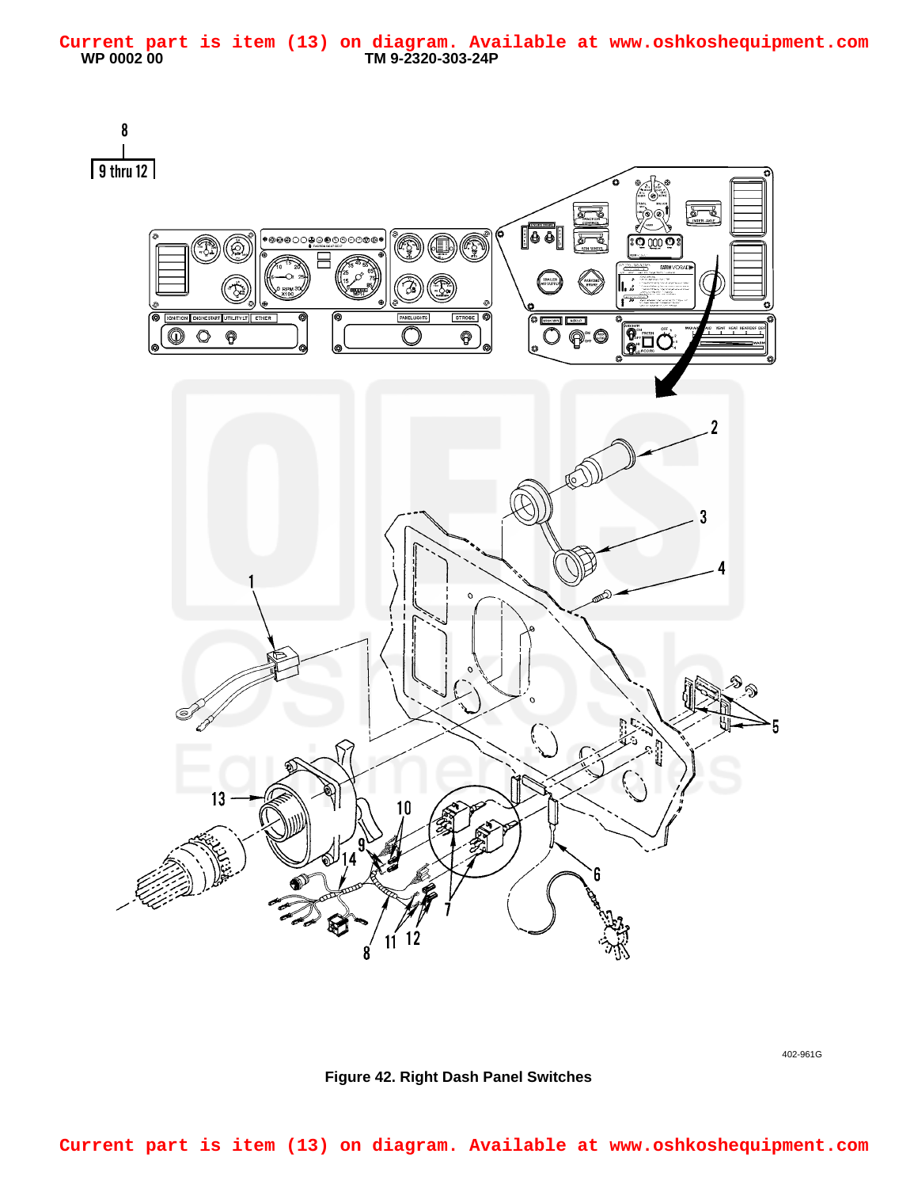Current part is item (13) on diagram. Available at www.oshkoshequipment.com

Figure 42. Right Dash Panel Switches

Current part is item (13) on diagram. Available at www.oshkoshequipment.com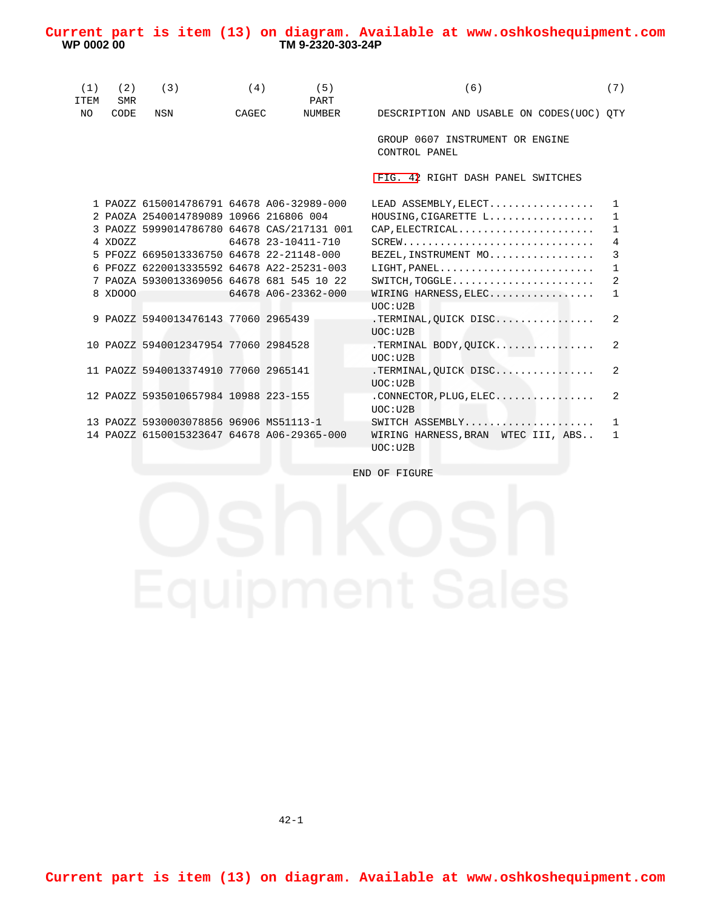Current part is item (13) on diagram. Available at www.oshkoshequipment.com

| (1) ITEM NO | (2) SMR CODE | (3) NSN | (4) CAGEC | (5) PART NUMBER | (6) DESCRIPTION AND USABLE ON CODES(UOC) | (7) QTY |
|---|---|---|---|---|---|---|
| | | | | | GROUP 0607 INSTRUMENT OR ENGINE CONTROL PANEL | |
| | | | | | FIG. 42 RIGHT DASH PANEL SWITCHES | |
| 1 | PAOZZ | 6150014786791 | 64678 | A06-32989-000 | LEAD ASSEMBLY,ELECT................. | 1 |
| 2 | PAOZA | 2540014789089 | 10966 | 216806 004 | HOUSING,CIGARETTE L................. | 1 |
| 3 | PAOZZ | 5999014786780 | 64678 | CAS/217131 001 | CAP,ELECTRICAL...................... | 1 |
| 4 | XDOZZ | | 64678 | 23-10411-710 | SCREW............................... | 4 |
| 5 | PFOZZ | 6695013336750 | 64678 | 22-21148-000 | BEZEL,INSTRUMENT MO................. | 3 |
| 6 | PFOZZ | 6220013335592 | 64678 | A22-25231-003 | LIGHT,PANEL......................... | 1 |
| 7 | PAOZA | 5930013369056 | 64678 | 681 545 10 22 | SWITCH,TOGGLE....................... | 2 |
| 8 | XDOOO | | 64678 | A06-23362-000 | WIRING HARNESS,ELEC................. UOC:U2B | 1 |
| 9 | PAOZZ | 5940013476143 | 77060 | 2965439 | .TERMINAL,QUICK DISC................ UOC:U2B | 2 |
| 10 | PAOZZ | 5940012347954 | 77060 | 2984528 | .TERMINAL BODY,QUICK................ UOC:U2B | 2 |
| 11 | PAOZZ | 5940013374910 | 77060 | 2965141 | .TERMINAL,QUICK DISC................ UOC:U2B | 2 |
| 12 | PAOZZ | 5935010657984 | 10988 | 223-155 | .CONNECTOR,PLUG,ELEC................ UOC:U2B | 2 |
| 13 | PAOZZ | 5930003078856 | 96906 | MS51113-1 | SWITCH ASSEMBLY..................... | 1 |
| 14 | PAOZZ | 6150015323647 | 64678 | A06-29365-000 | WIRING HARNESS,BRAN WTEC III, ABS.. UOC:U2B | 1 |

END OF FIGURE

Current part is item (13) on diagram. Available at www.oshkoshequipment.com